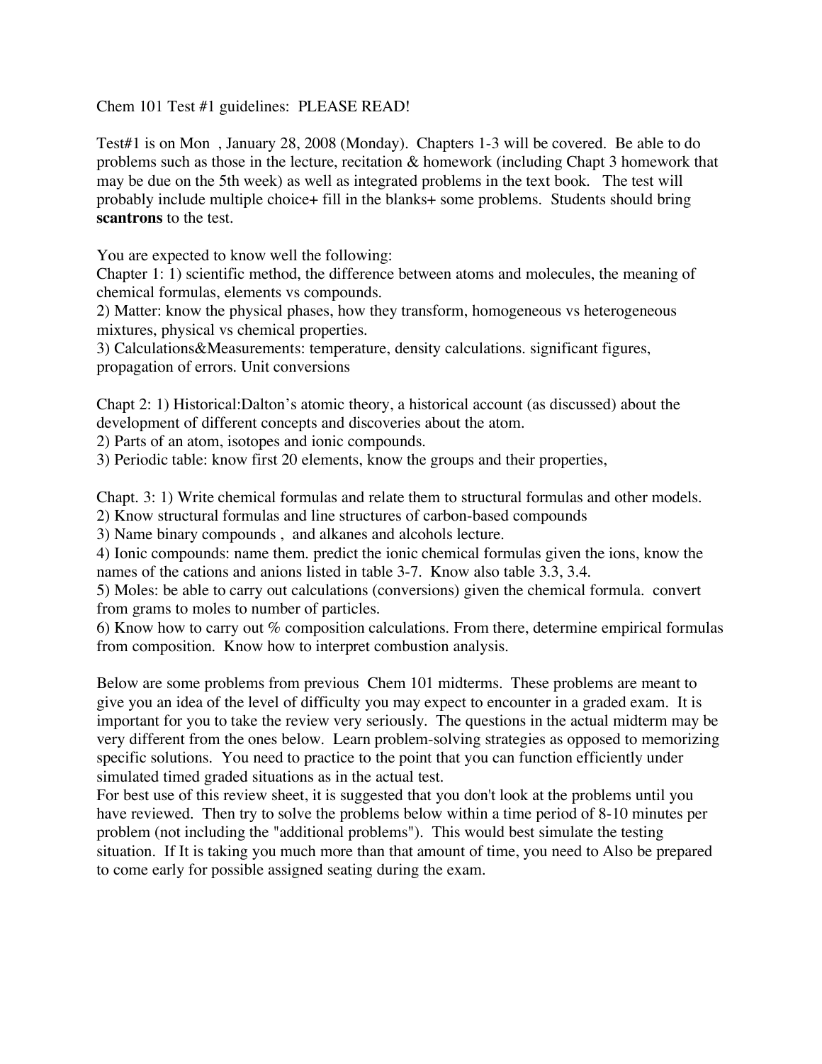Chem 101 Test #1 guidelines: PLEASE READ!

Test#1 is on Mon , January 28, 2008 (Monday). Chapters 1-3 will be covered. Be able to do problems such as those in the lecture, recitation & homework (including Chapt 3 homework that may be due on the 5th week) as well as integrated problems in the text book. The test will probably include multiple choice+ fill in the blanks+ some problems. Students should bring **scantrons** to the test.

You are expected to know well the following:

Chapter 1: 1) scientific method, the difference between atoms and molecules, the meaning of chemical formulas, elements vs compounds.

2) Matter: know the physical phases, how they transform, homogeneous vs heterogeneous mixtures, physical vs chemical properties.

3) Calculations&Measurements: temperature, density calculations. significant figures, propagation of errors. Unit conversions

Chapt 2: 1) Historical:Dalton's atomic theory, a historical account (as discussed) about the development of different concepts and discoveries about the atom.

2) Parts of an atom, isotopes and ionic compounds.

3) Periodic table: know first 20 elements, know the groups and their properties,

Chapt. 3: 1) Write chemical formulas and relate them to structural formulas and other models.

2) Know structural formulas and line structures of carbon-based compounds

3) Name binary compounds , and alkanes and alcohols lecture.

4) Ionic compounds: name them. predict the ionic chemical formulas given the ions, know the names of the cations and anions listed in table 3-7. Know also table 3.3, 3.4.

5) Moles: be able to carry out calculations (conversions) given the chemical formula. convert from grams to moles to number of particles.

6) Know how to carry out % composition calculations. From there, determine empirical formulas from composition. Know how to interpret combustion analysis.

Below are some problems from previous Chem 101 midterms. These problems are meant to give you an idea of the level of difficulty you may expect to encounter in a graded exam. It is important for you to take the review very seriously. The questions in the actual midterm may be very different from the ones below. Learn problem-solving strategies as opposed to memorizing specific solutions. You need to practice to the point that you can function efficiently under simulated timed graded situations as in the actual test.

For best use of this review sheet, it is suggested that you don't look at the problems until you have reviewed. Then try to solve the problems below within a time period of 8-10 minutes per problem (not including the "additional problems"). This would best simulate the testing situation. If It is taking you much more than that amount of time, you need to Also be prepared to come early for possible assigned seating during the exam.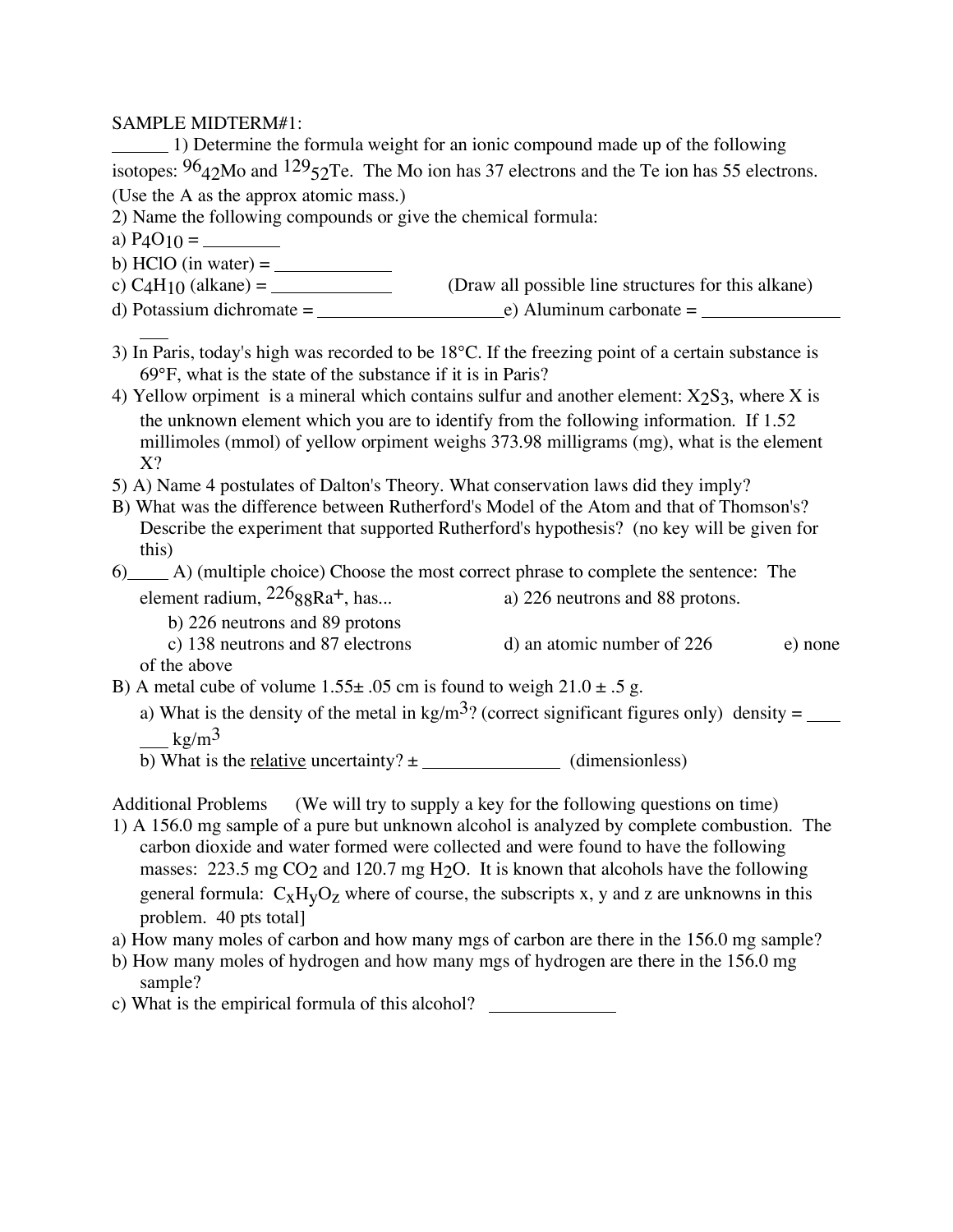SAMPLE MIDTERM#1:

\_\_\_\_\_\_ 1) Determine the formula weight for an ionic compound made up of the following isotopes: $^{96}_{42}Mo$ and $^{129}_{52}Te$. The Mo ion has 37 electrons and the Te ion has 55 electrons. (Use the A as the approx atomic mass.)

2) Name the following compounds or give the chemical formula:

a) $P_4O_{10}$ = \_\_\_\_\_\_\_\_

b) HClO (in water) = \_\_\_\_\_\_\_\_\_\_\_\_

c) $C_4H_{10}$ (alkane) = \_\_\_\_\_\_\_\_\_\_\_\_ (Draw all possible line structures for this alkane)

d) Potassium dichromate = \_\_\_\_\_\_\_\_\_\_\_\_\_\_\_\_\_\_\_\_ e) Aluminum carbonate = \_\_\_\_\_\_\_\_\_\_\_\_\_\_\_\_\_\_

3) In Paris, today's high was recorded to be 18°C. If the freezing point of a certain substance is 69°F, what is the state of the substance if it is in Paris?

4) Yellow orpiment is a mineral which contains sulfur and another element: $X_2S_3$, where X is the unknown element which you are to identify from the following information. If 1.52 millimoles (mmol) of yellow orpiment weighs 373.98 milligrams (mg), what is the element X?

5) A) Name 4 postulates of Dalton's Theory. What conservation laws did they imply?

B) What was the difference between Rutherford's Model of the Atom and that of Thomson's? Describe the experiment that supported Rutherford's hypothesis? (no key will be given for this)

6)\_\_\_\_ A) (multiple choice) Choose the most correct phrase to complete the sentence: The element radium, $^{226}_{88}Ra^{+}$, has...

a) 226 neutrons and 88 protons.

b) 226 neutrons and 89 protons

c) 138 neutrons and 87 electrons

d) an atomic number of 226

e) none of the above

B) A metal cube of volume 1.55± .05 cm is found to weigh 21.0 ± .5 g.

a) What is the density of the metal in kg/m$^3$? (correct significant figures only) density = \_\_\_\_\_\_\_ kg/m$^3$

b) What is the relative uncertainty? ± \_\_\_\_\_\_\_\_\_\_\_\_\_\_\_ (dimensionless)

Additional Problems (We will try to supply a key for the following questions on time)

1) A 156.0 mg sample of a pure but unknown alcohol is analyzed by complete combustion. The carbon dioxide and water formed were collected and were found to have the following masses: 223.5 mg $CO_2$ and 120.7 mg $H_2O$. It is known that alcohols have the following general formula: $C_xH_yO_z$ where of course, the subscripts x, y and z are unknowns in this problem. 40 pts total]

a) How many moles of carbon and how many mgs of carbon are there in the 156.0 mg sample?

b) How many moles of hydrogen and how many mgs of hydrogen are there in the 156.0 mg sample?

c) What is the empirical formula of this alcohol? \_\_\_\_\_\_\_\_\_\_\_\_\_\_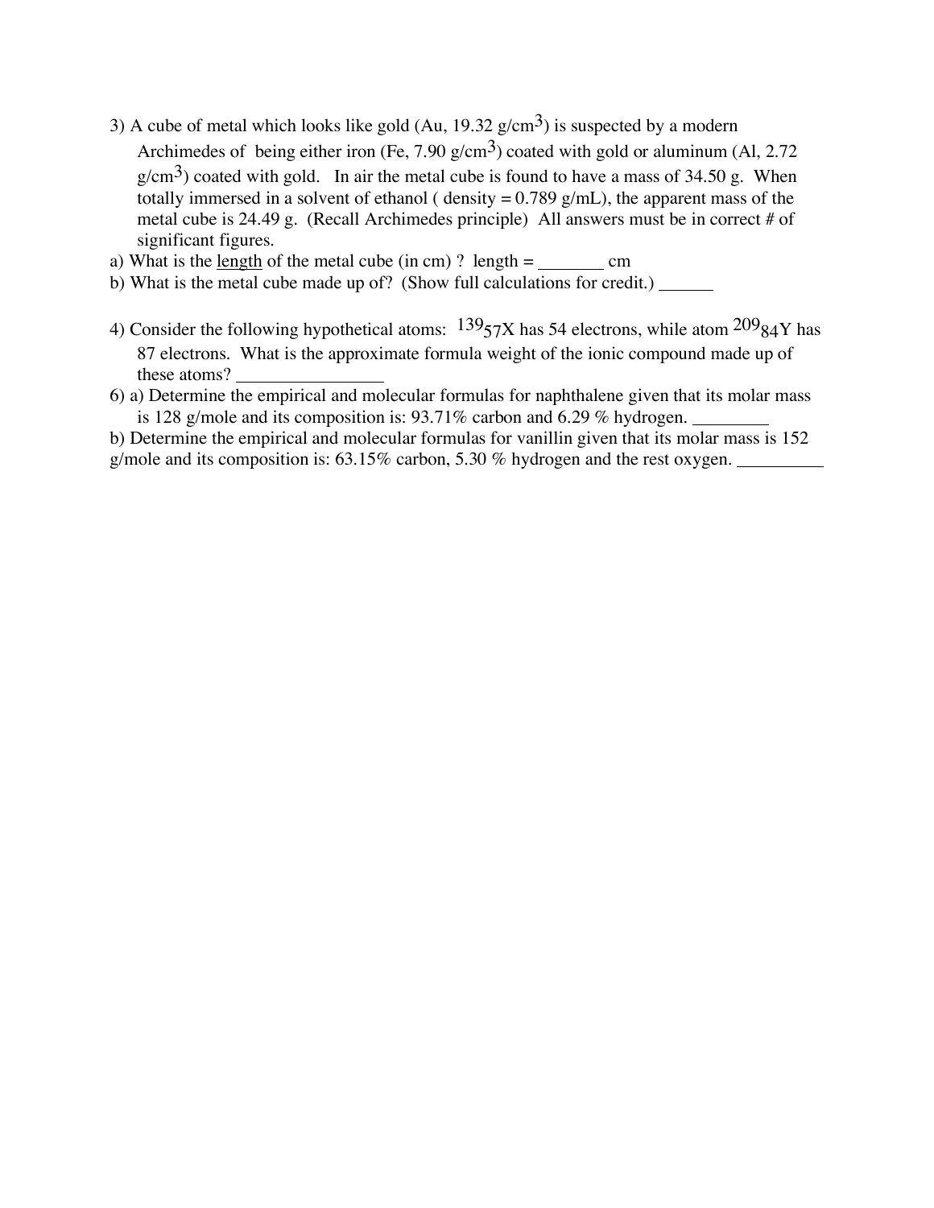3) A cube of metal which looks like gold (Au, 19.32 g/cm$^3$) is suspected by a modern Archimedes of being either iron (Fe, 7.90 g/cm$^3$) coated with gold or aluminum (Al, 2.72 g/cm$^3$) coated with gold. In air the metal cube is found to have a mass of 34.50 g. When totally immersed in a solvent of ethanol ( density = 0.789 g/mL), the apparent mass of the metal cube is 24.49 g. (Recall Archimedes principle) All answers must be in correct # of significant figures.

a) What is the <u>length</u> of the metal cube (in cm) ? length = _______ cm

b) What is the metal cube made up of? (Show full calculations for credit.) ______

4) Consider the following hypothetical atoms: $^{139}_{57}X$ has 54 electrons, while atom $^{209}_{84}Y$ has 87 electrons. What is the approximate formula weight of the ionic compound made up of these atoms? _______________

6) a) Determine the empirical and molecular formulas for naphthalene given that its molar mass is 128 g/mole and its composition is: 93.71% carbon and 6.29 % hydrogen. ________

b) Determine the empirical and molecular formulas for vanillin given that its molar mass is 152 g/mole and its composition is: 63.15% carbon, 5.30 % hydrogen and the rest oxygen. _________